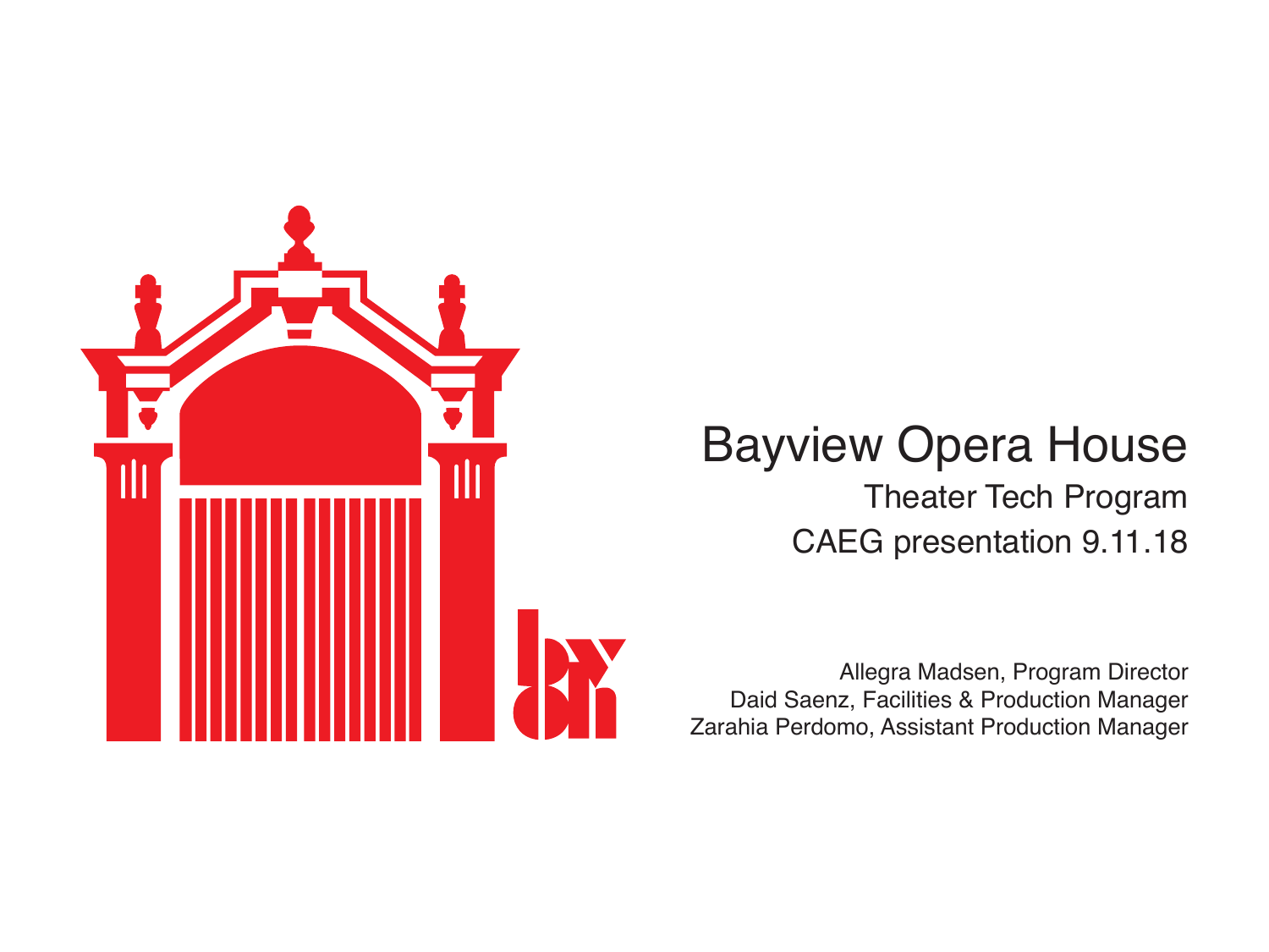# Bayview Opera House

## Theater Tech Program

## CAEG presentation 9.11.18

Allegra Madsen, Program Director
Daid Saenz, Facilities & Production Manager
Zarahia Perdomo, Assistant Production Manager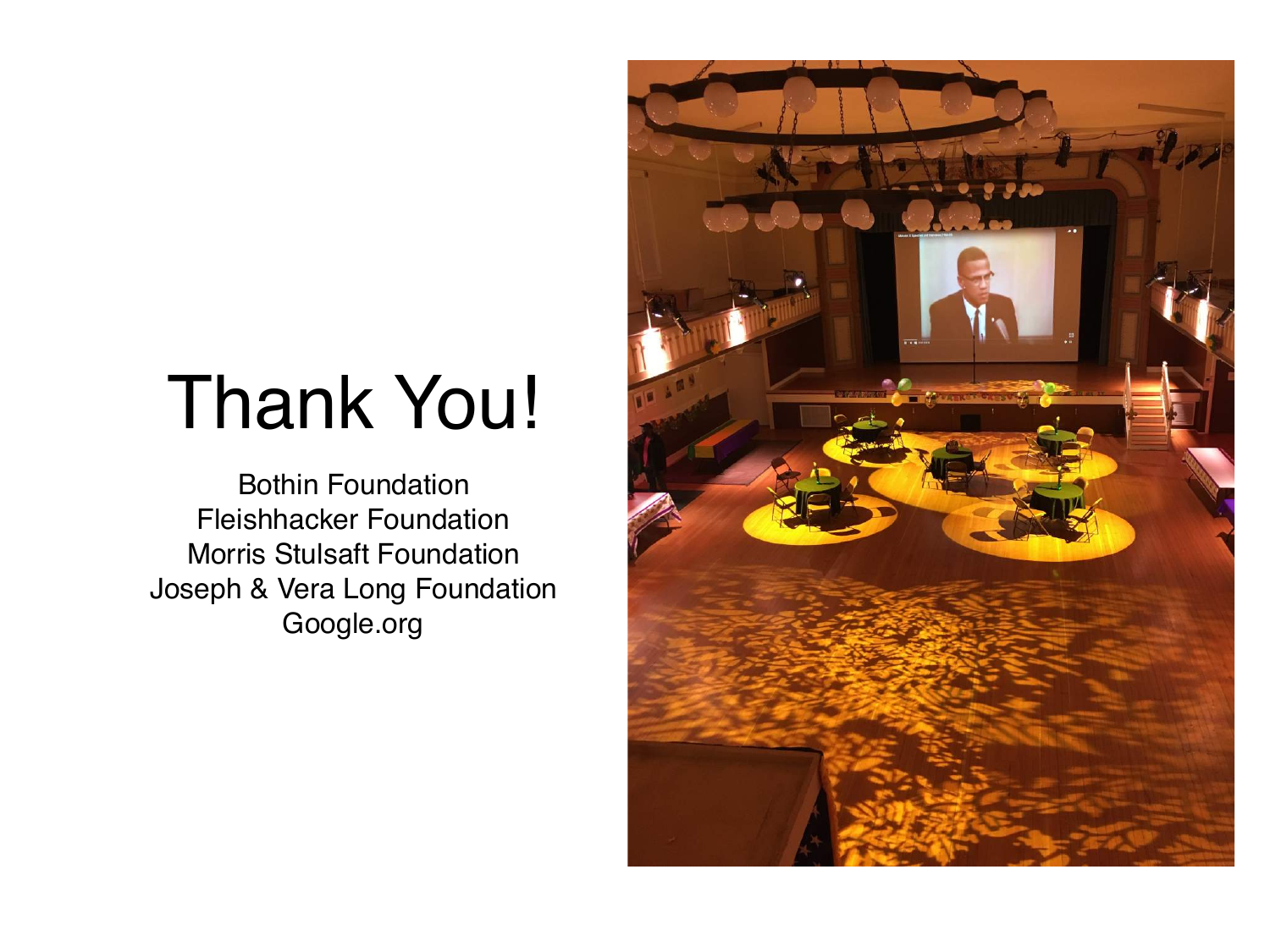# Thank You!

Bothin Foundation
Fleishhacker Foundation
Morris Stulsaft Foundation
Joseph & Vera Long Foundation
Google.org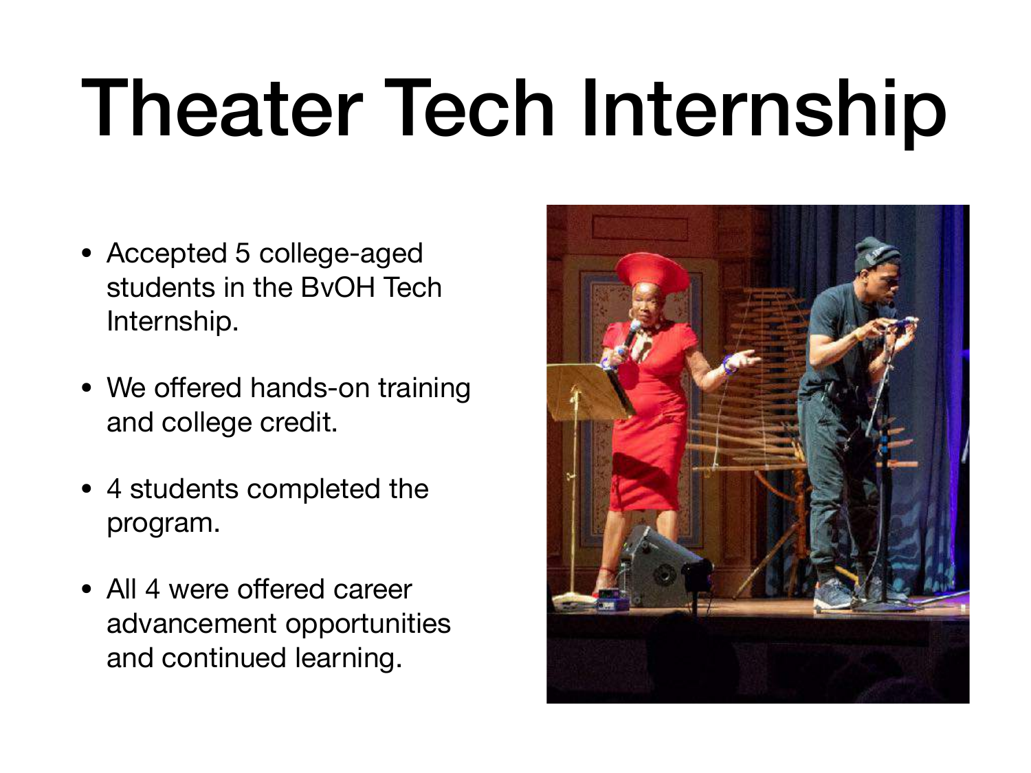# Theater Tech Internship

- Accepted 5 college-aged students in the BvOH Tech Internship.
- We offered hands-on training and college credit.
- 4 students completed the program.
- All 4 were offered career advancement opportunities and continued learning.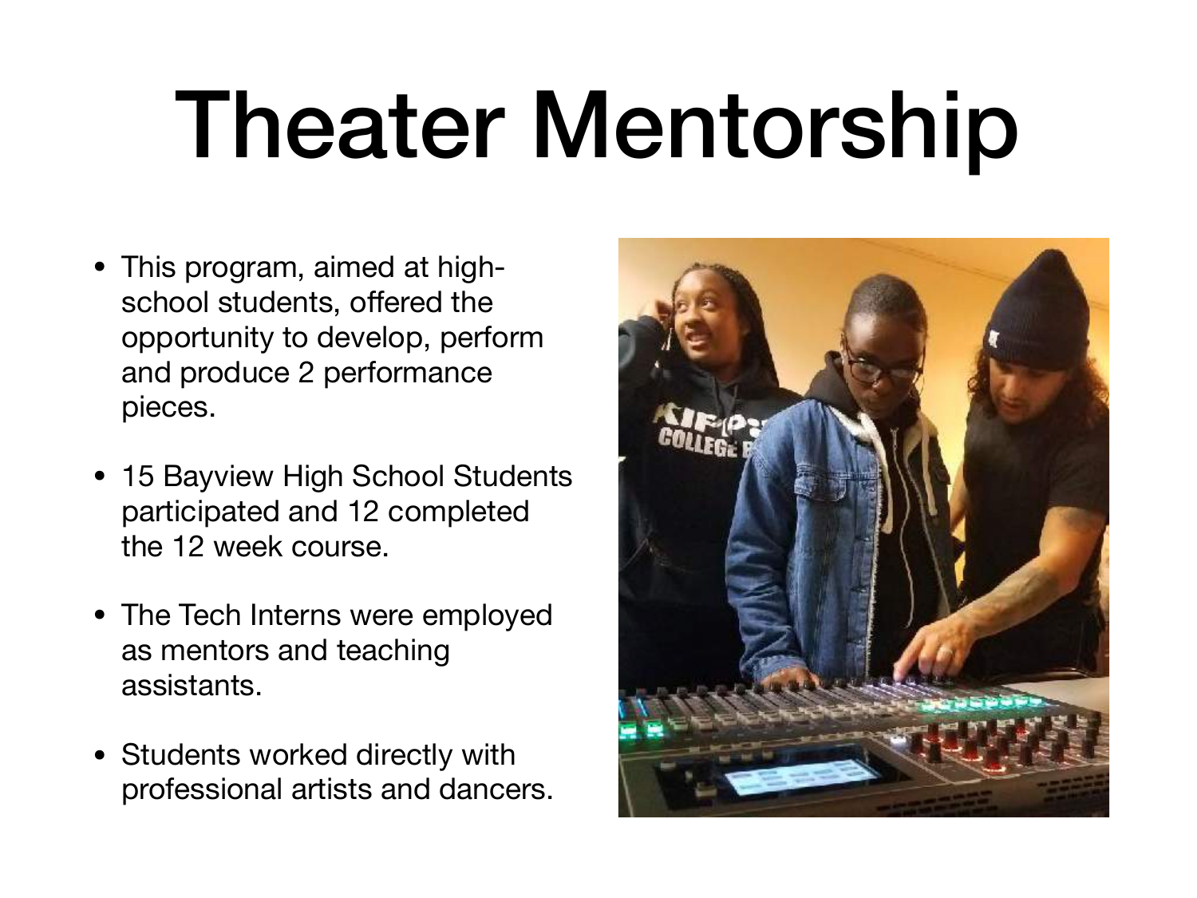# Theater Mentorship

- This program, aimed at high-school students, offered the opportunity to develop, perform and produce 2 performance pieces.
- 15 Bayview High School Students participated and 12 completed the 12 week course.
- The Tech Interns were employed as mentors and teaching assistants.
- Students worked directly with professional artists and dancers.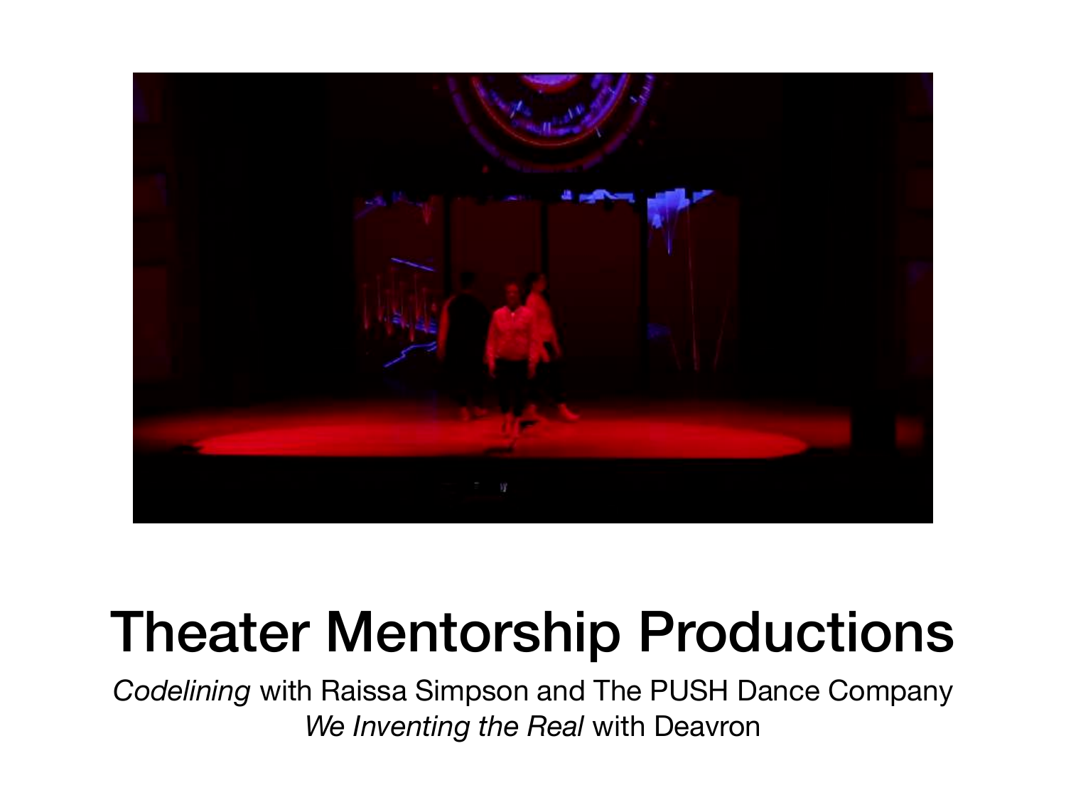# Theater Mentorship Productions

*Codelining* with Raissa Simpson and The PUSH Dance Company

*We Inventing the Real* with Deavron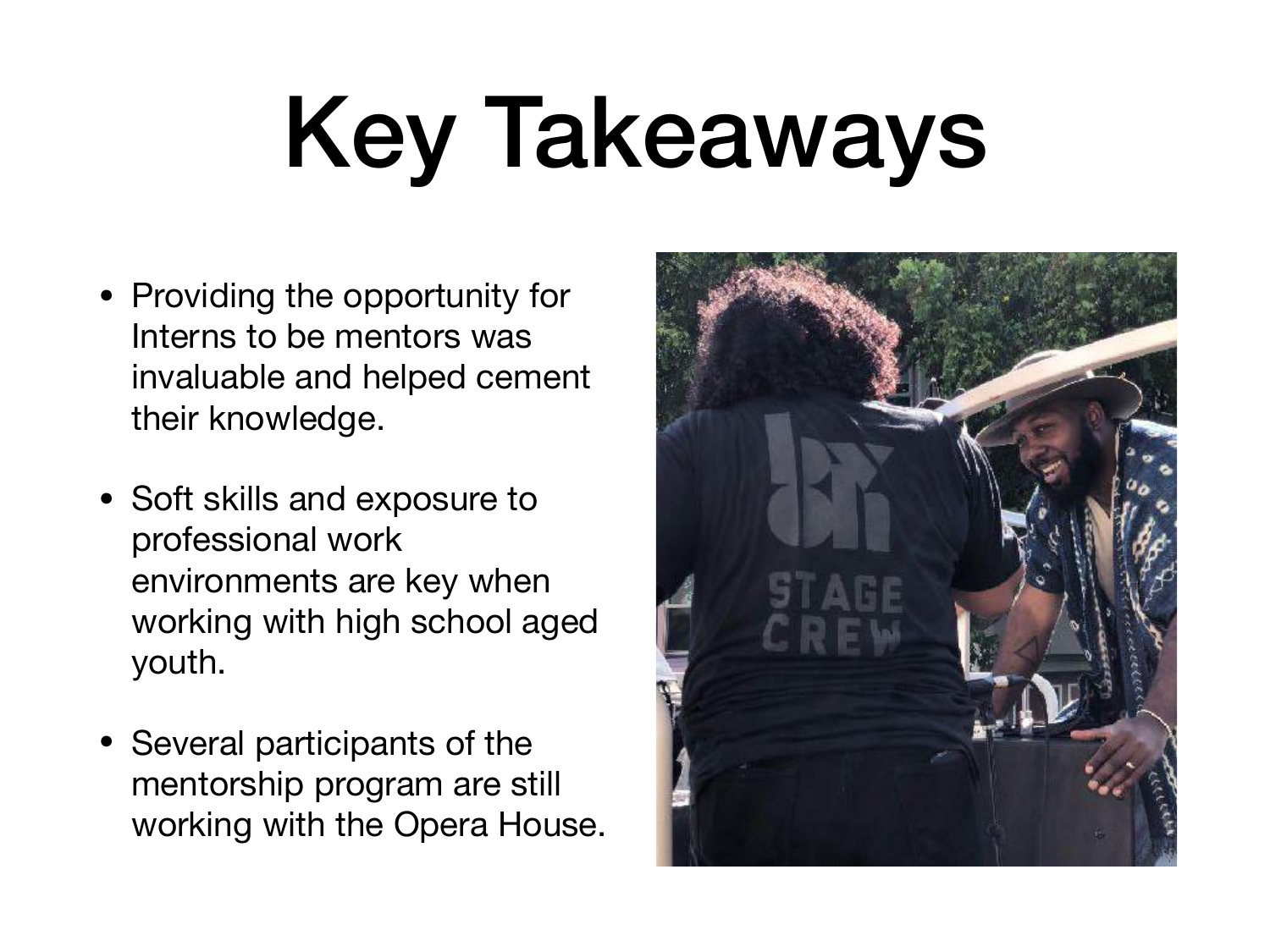# Key Takeaways

- Providing the opportunity for Interns to be mentors was invaluable and helped cement their knowledge.
- Soft skills and exposure to professional work environments are key when working with high school aged youth.
- Several participants of the mentorship program are still working with the Opera House.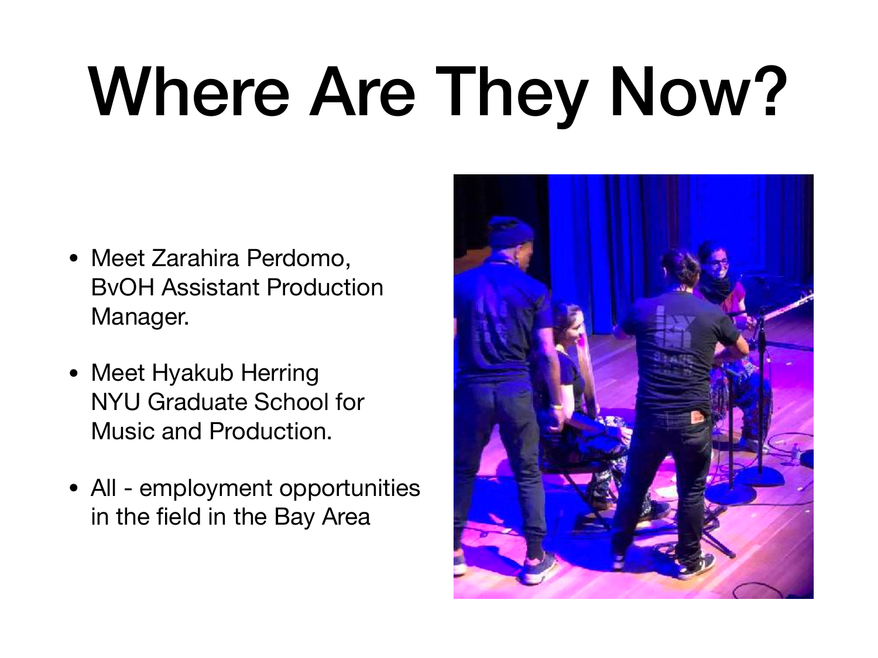# Where Are They Now?

- Meet Zarahira Perdomo, BvOH Assistant Production Manager.
- Meet Hyakub Herring NYU Graduate School for Music and Production.
- All - employment opportunities in the field in the Bay Area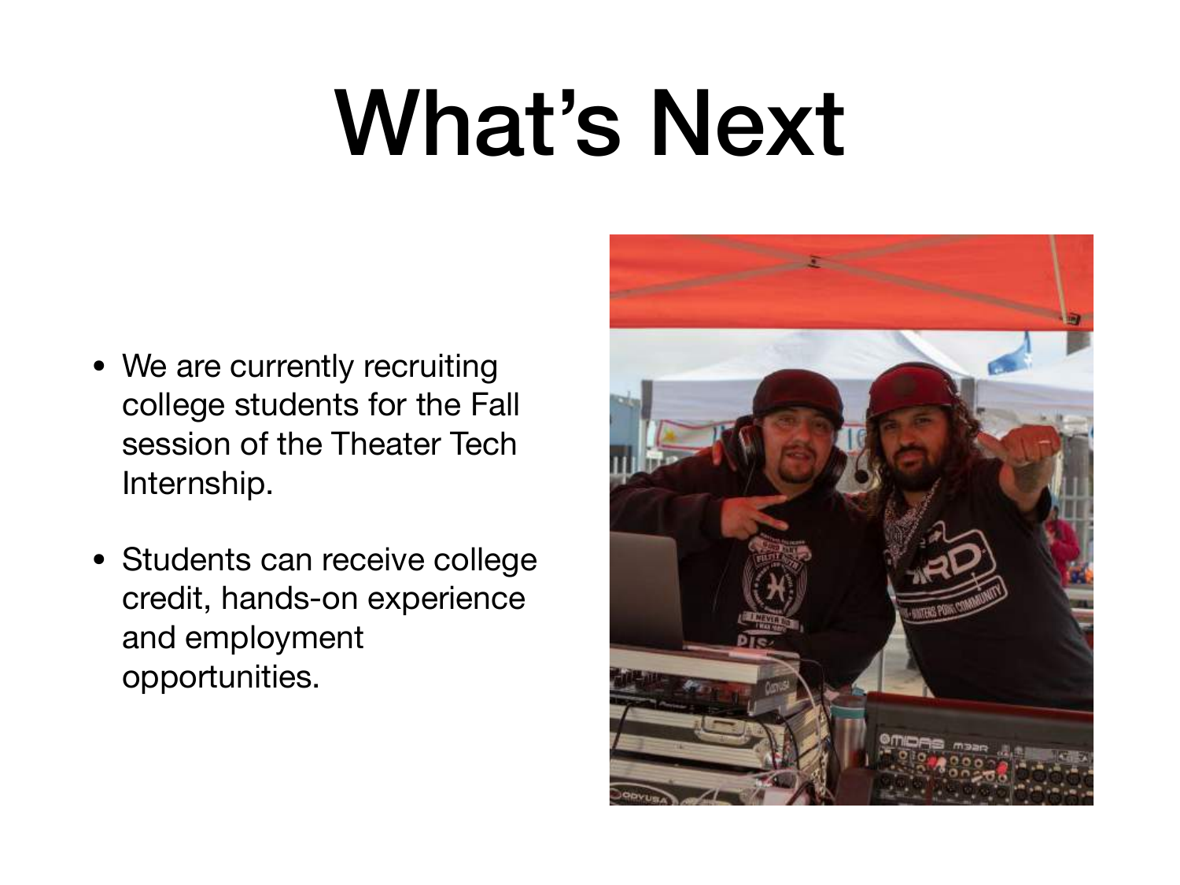# What's Next

- We are currently recruiting college students for the Fall session of the Theater Tech Internship.
- Students can receive college credit, hands-on experience and employment opportunities.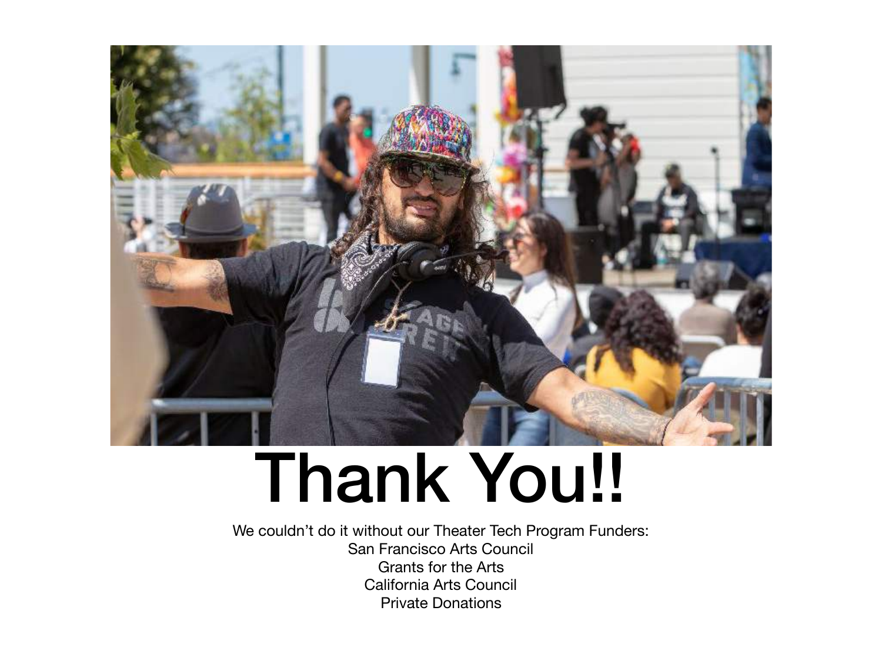# Thank You!!

We couldn't do it without our Theater Tech Program Funders:
San Francisco Arts Council
Grants for the Arts
California Arts Council
Private Donations